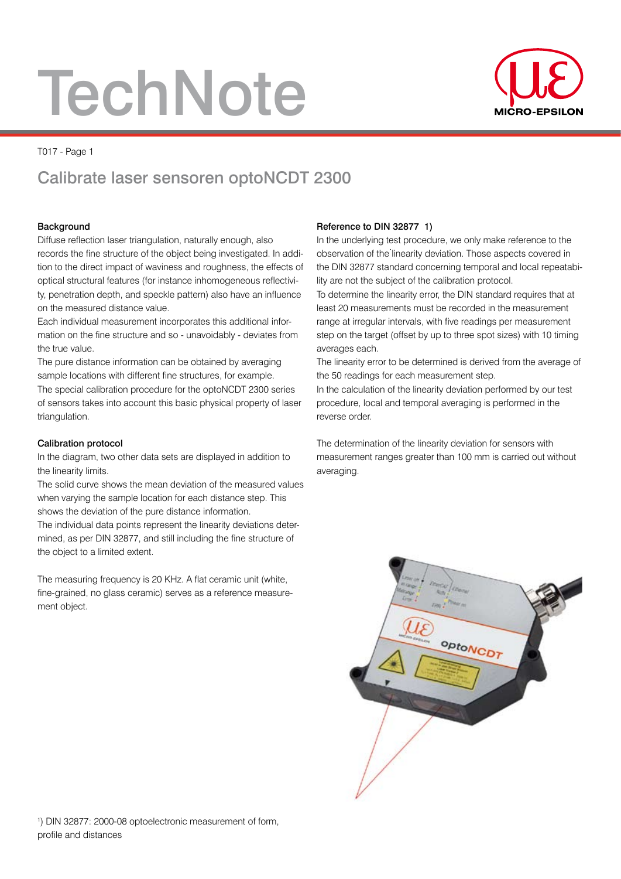# TechNote

T017 - Page 1

## Calibrate laser sensoren optoNCDT 2300

### Background

Diffuse reflection laser triangulation, naturally enough, also records the fine structure of the object being investigated. In addition to the direct impact of waviness and roughness, the effects of optical structural features (for instance inhomogeneous reflectivity, penetration depth, and speckle pattern) also have an influence on the measured distance value.

Each individual measurement incorporates this additional information on the fine structure and so - unavoidably - deviates from the true value.

The pure distance information can be obtained by averaging sample locations with different fine structures, for example.

The special calibration procedure for the optoNCDT 2300 series of sensors takes into account this basic physical property of laser triangulation.

### Calibration protocol

In the diagram, two other data sets are displayed in addition to the linearity limits.

The solid curve shows the mean deviation of the measured values when varying the sample location for each distance step. This shows the deviation of the pure distance information.

The individual data points represent the linearity deviations determined, as per DIN 32877, and still including the fine structure of the object to a limited extent.

The measuring frequency is 20 KHz. A flat ceramic unit (white, fine-grained, no glass ceramic) serves as a reference measurement object.

### Reference to DIN 32877 1)

In the underlying test procedure, we only make reference to the observation of the linearity deviation. Those aspects covered in the DIN 32877 standard concerning temporal and local repeatability are not the subject of the calibration protocol.

To determine the linearity error, the DIN standard requires that at least 20 measurements must be recorded in the measurement range at irregular intervals, with five readings per measurement step on the target (offset by up to three spot sizes) with 10 timing averages each.

The linearity error to be determined is derived from the average of the 50 readings for each measurement step.

In the calculation of the linearity deviation performed by our test procedure, local and temporal averaging is performed in the reverse order.

The determination of the linearity deviation for sensors with measurement ranges greater than 100 mm is carried out without averaging.

[1]) DIN 32877: 2000-08 optoelectronic measurement of form, profile and distances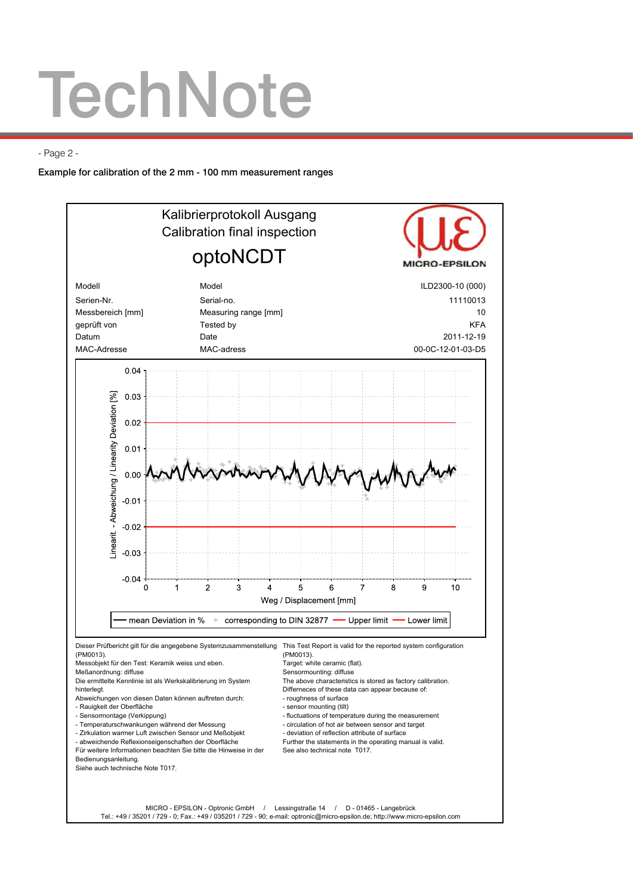Example for calibration of the 2 mm - 100 mm measurement ranges

Kalibrierprotokoll Ausgang
Calibration final inspection

optoNCDT

MICRO-EPSILON

| Modell | Model | ILD2300-10 (000) |
|---|---|---|
| Serien-Nr. | Serial-no. | 11110013 |
| Messbereich [mm] | Measuring range [mm] | 10 |
| geprüft von | Tested by | KFA |
| Datum | Date | 2011-12-19 |
| MAC-Adresse | MAC-adress | 00-0C-12-01-03-D5 |

Linearit. - Abweichung / Linearity Deviation [%]

Weg / Displacement [mm]

mean Deviation in % — corresponding to DIN 32877 — Upper limit — Lower limit

Dieser Prüfbericht gilt für die angegebene Systemzusammenstellung (PM0013).
Messobjekt für den Test: Keramik weiss und eben.
Meßanordnung: diffuse
Die ermittelte Kennlinie ist als Werkskalibrierung im System hinterlegt.
Abweichungen von diesen Daten können auftreten durch:
- Rauigkeit der Oberfläche
- Sensormontage (Verkippung)
- Temperaturschwankungen während der Messung
- Zirkulation warmer Luft zwischen Sensor und Meßobjekt
- abweichende Reflexionseigenschaften der Oberfläche
Für weitere Informationen beachten Sie bitte die Hinweise in der Bedienungsanleitung.
Siehe auch technische Note T017.

This Test Report is valid for the reported system configuration (PM0013).
Target: white ceramic (flat).
Sensormounting: diffuse
The above characteristics is stored as factory calibration.
Differneces of these data can appear because of:
- roughness of surface
- sensor mounting (tilt)
- fluctuations of temperature during the measurement
- circulation of hot air between sensor and target
- deviation of reflection attribute of surface
Further the statements in the operating manual is valid.
See also technical note T017.

MICRO - EPSILON - Optronic GmbH / Lessingstraße 14 / D - 01465 - Langebrück
Tel.: +49 / 35201 / 729 - 0; Fax.: +49 / 035201 / 729 - 90; e-mail: optronic@micro-epsilon.de; http://www.micro-epsilon.com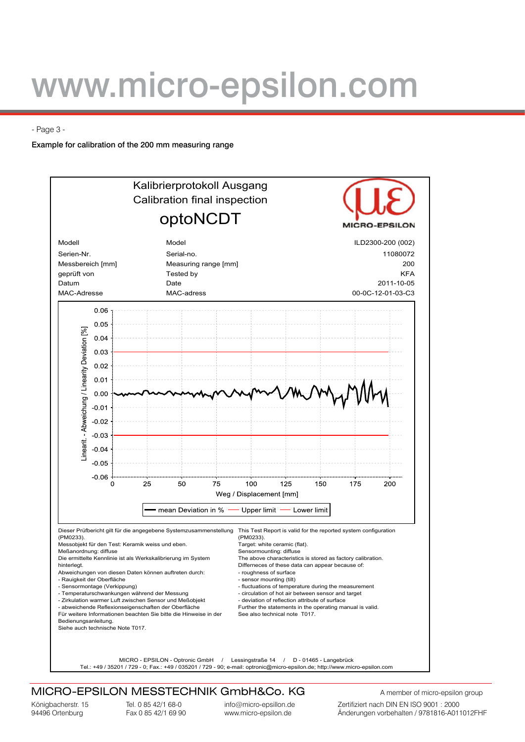- Page 3 -

**Example for calibration of the 200 mm measuring range**

Kalibrierprotokoll Ausgang
Calibration final inspection

# optoNCDT

MICRO-EPSILON

| | | |
|---|---|---|
| Modell | Model | ILD2300-200 (002) |
| Serien-Nr. | Serial-no. | 11080072 |
| Messbereich [mm] | Measuring range [mm] | 200 |
| geprüft von | Tested by | KFA |
| Datum | Date | 2011-10-05 |
| MAC-Adresse | MAC-adress | 00-0C-12-01-03-C3 |

Linearit. - Abweichung / Linearity Deviation [%]

0.06
0.05
0.04
0.03
0.02
0.01
0.00
-0.01
-0.02
-0.03
-0.04
-0.05
-0.06

0 25 50 75 100 125 150 175 200

Weg / Displacement [mm]

mean Deviation in % — Upper limit — Lower limit

Dieser Prüfbericht gilt für die angegebene Systemzusammenstellung (PM0233).
Messobjekt für den Test: Keramik weiss und eben.
Meßanordnung: diffuse
Die ermittelte Kennlinie ist als Werkskalibrierung im System hinterlegt.
Abweichungen von diesen Daten können auftreten durch:
- Rauigkeit der Oberfläche
- Sensormontage (Verkippung)
- Temperaturschwankungen während der Messung
- Zirkulation warmer Luft zwischen Sensor und Meßobjekt
- abweichende Reflexionseigenschaften der Oberfläche
Für weitere Informationen beachten Sie bitte die Hinweise in der Bedienungsanleitung.
Siehe auch technische Note T017.

This Test Report is valid for the reported system configuration (PM0233).
Target: white ceramic (flat).
Sensormounting: diffuse
The above characteristics is stored as factory calibration.
Differneces of these data can appear because of:
- roughness of surface
- sensor mounting (tilt)
- fluctuations of temperature during the measurement
- circulation of hot air between sensor and target
- deviation of reflection attribute of surface
Further the statements in the operating manual is valid.
See also technical note T017.

MICRO - EPSILON - Optronic GmbH / Lessingstraße 14 / D - 01465 - Langebrück
Tel.: +49 / 35201 / 729 - 0; Fax.: +49 / 035201 / 729 - 90; e-mail: optronic@micro-epsilon.de; http://www.micro-epsilon.com